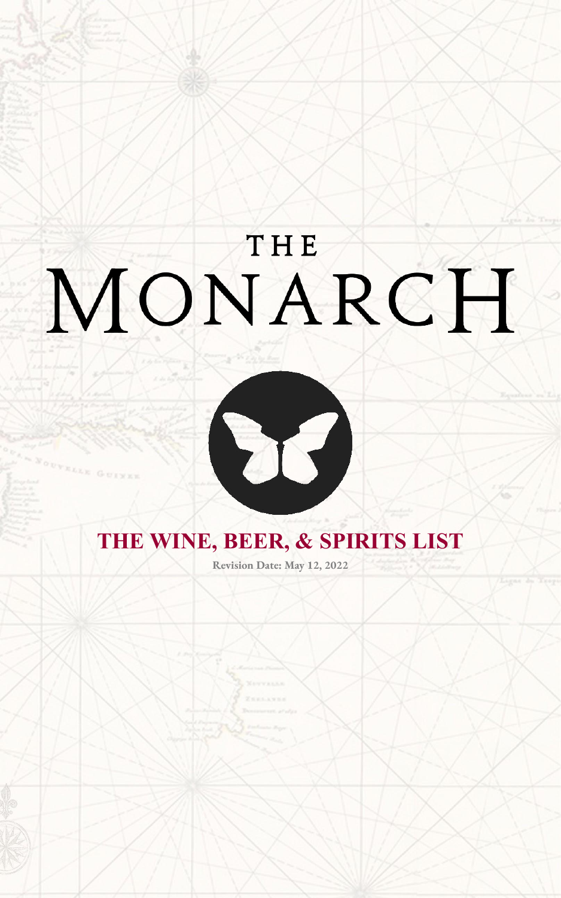# THE MONARCH

## THE WINE, BEER, & SPIRITS LIST

**Revision Date: May 12, 2022**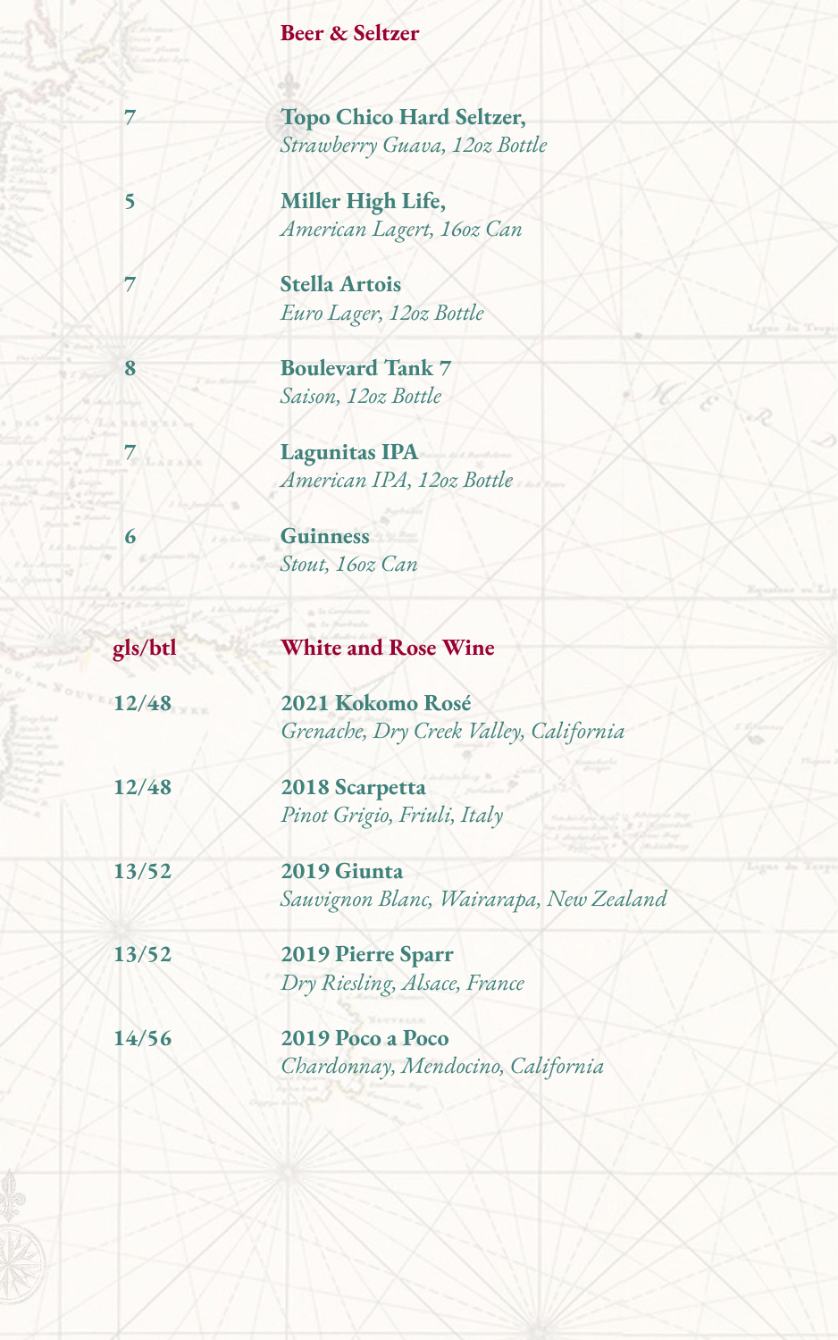## Beer & Seltzer

| | |
|---|---|
| 7 | **Topo Chico Hard Seltzer,** *Strawberry Guava, 12oz Bottle* |
| 5 | **Miller High Life,** *American Lagert, 16oz Can* |
| 7 | **Stella Artois** *Euro Lager, 12oz Bottle* |
| 8 | **Boulevard Tank 7** *Saison, 12oz Bottle* |
| 7 | **Lagunitas IPA** *American IPA, 12oz Bottle* |
| 6 | **Guinness** *Stout, 16oz Can* |

## White and Rose Wine

| gls/btl | |
|---|---|
| 12/48 | **2021 Kokomo Rosé** *Grenache, Dry Creek Valley, California* |
| 12/48 | **2018 Scarpetta** *Pinot Grigio, Friuli, Italy* |
| 13/52 | **2019 Giunta** *Sauvignon Blanc, Wairarapa, New Zealand* |
| 13/52 | **2019 Pierre Sparr** *Dry Riesling, Alsace, France* |
| 14/56 | **2019 Poco a Poco** *Chardonnay, Mendocino, California* |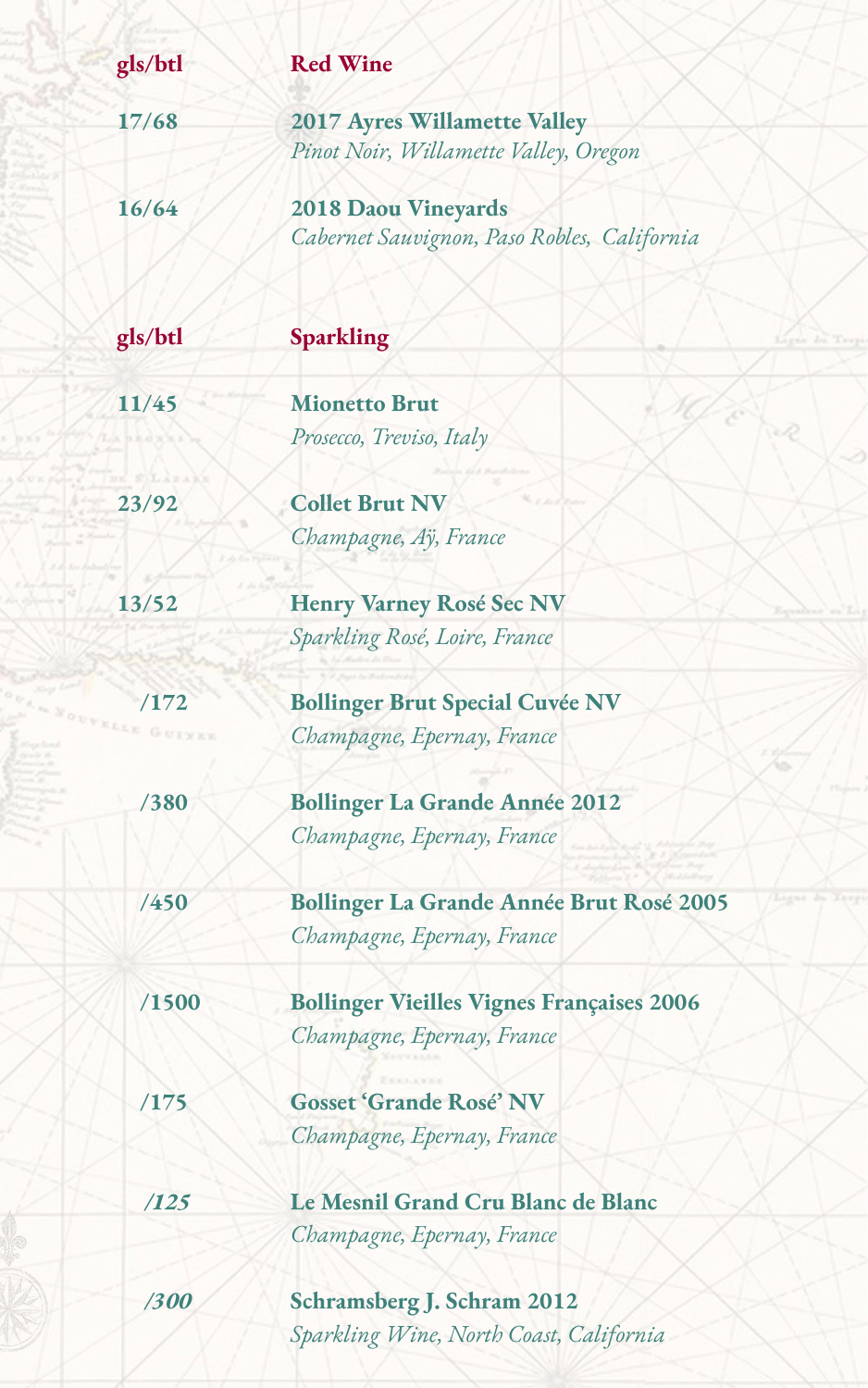| gls/btl | Red Wine |
|---|---|
| 17/68 | **2017 Ayres Willamette Valley**<br>*Pinot Noir, Willamette Valley, Oregon* |
| 16/64 | **2018 Daou Vineyards**<br>*Cabernet Sauvignon, Paso Robles, California* |

| gls/btl | Sparkling |
|---|---|
| 11/45 | **Mionetto Brut**<br>*Prosecco, Treviso, Italy* |
| 23/92 | **Collet Brut NV**<br>*Champagne, Aÿ, France* |
| 13/52 | **Henry Varney Rosé Sec NV**<br>*Sparkling Rosé, Loire, France* |
| /172 | **Bollinger Brut Special Cuvée NV**<br>*Champagne, Epernay, France* |
| /380 | **Bollinger La Grande Année 2012**<br>*Champagne, Epernay, France* |
| /450 | **Bollinger La Grande Année Brut Rosé 2005**<br>*Champagne, Epernay, France* |
| /1500 | **Bollinger Vieilles Vignes Françaises 2006**<br>*Champagne, Epernay, France* |
| /175 | **Gosset 'Grande Rosé' NV**<br>*Champagne, Epernay, France* |
| */125* | **Le Mesnil Grand Cru Blanc de Blanc**<br>*Champagne, Epernay, France* |
| */300* | **Schramsberg J. Schram 2012**<br>*Sparkling Wine, North Coast, California* |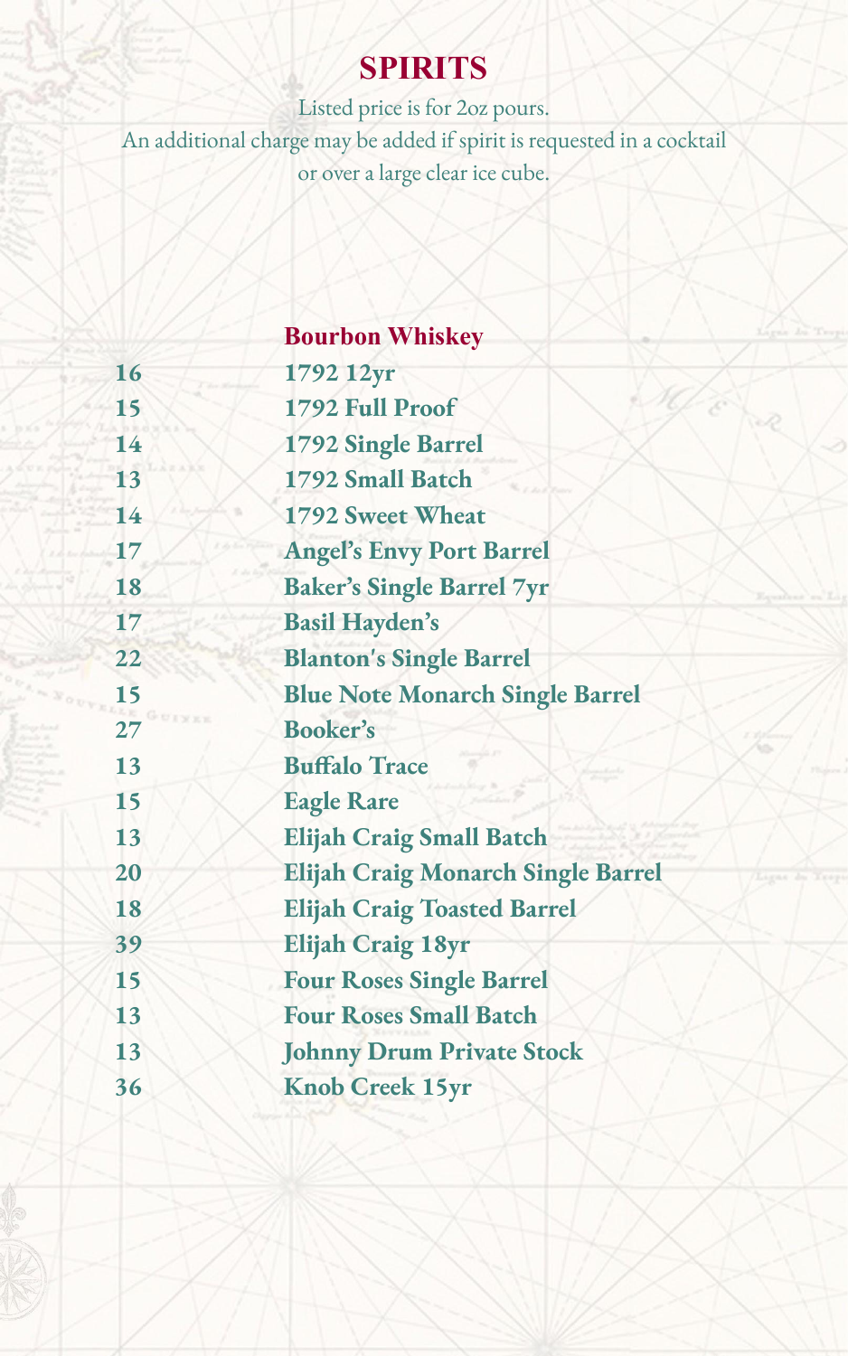# SPIRITS

Listed price is for 2oz pours.
An additional charge may be added if spirit is requested in a cocktail or over a large clear ice cube.

## Bourbon Whiskey

| | |
|---|---|
| 16 | 1792 12yr |
| 15 | 1792 Full Proof |
| 14 | 1792 Single Barrel |
| 13 | 1792 Small Batch |
| 14 | 1792 Sweet Wheat |
| 17 | Angel's Envy Port Barrel |
| 18 | Baker's Single Barrel 7yr |
| 17 | Basil Hayden's |
| 22 | Blanton's Single Barrel |
| 15 | Blue Note Monarch Single Barrel |
| 27 | Booker's |
| 13 | Buffalo Trace |
| 15 | Eagle Rare |
| 13 | Elijah Craig Small Batch |
| 20 | Elijah Craig Monarch Single Barrel |
| 18 | Elijah Craig Toasted Barrel |
| 39 | Elijah Craig 18yr |
| 15 | Four Roses Single Barrel |
| 13 | Four Roses Small Batch |
| 13 | Johnny Drum Private Stock |
| 36 | Knob Creek 15yr |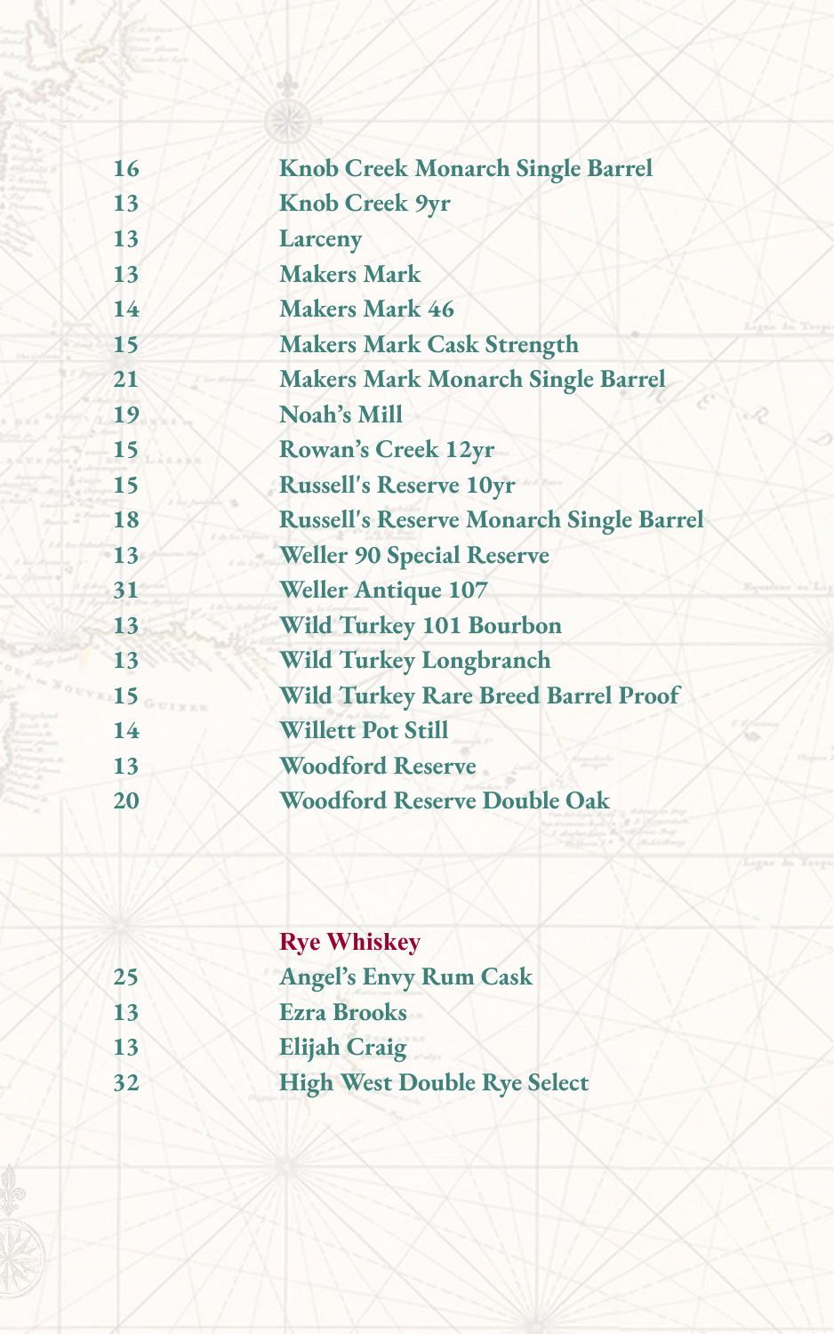| | |
|---|---|
| 16 | **Knob Creek Monarch Single Barrel** |
| 13 | **Knob Creek 9yr** |
| 13 | **Larceny** |
| 13 | **Makers Mark** |
| 14 | **Makers Mark 46** |
| 15 | **Makers Mark Cask Strength** |
| 21 | **Makers Mark Monarch Single Barrel** |
| 19 | **Noah's Mill** |
| 15 | **Rowan's Creek 12yr** |
| 15 | **Russell's Reserve 10yr** |
| 18 | **Russell's Reserve Monarch Single Barrel** |
| 13 | **Weller 90 Special Reserve** |
| 31 | **Weller Antique 107** |
| 13 | **Wild Turkey 101 Bourbon** |
| 13 | **Wild Turkey Longbranch** |
| 15 | **Wild Turkey Rare Breed Barrel Proof** |
| 14 | **Willett Pot Still** |
| 13 | **Woodford Reserve** |
| 20 | **Woodford Reserve Double Oak** |

## Rye Whiskey

| | |
|---|---|
| 25 | **Angel's Envy Rum Cask** |
| 13 | **Ezra Brooks** |
| 13 | **Elijah Craig** |
| 32 | **High West Double Rye Select** |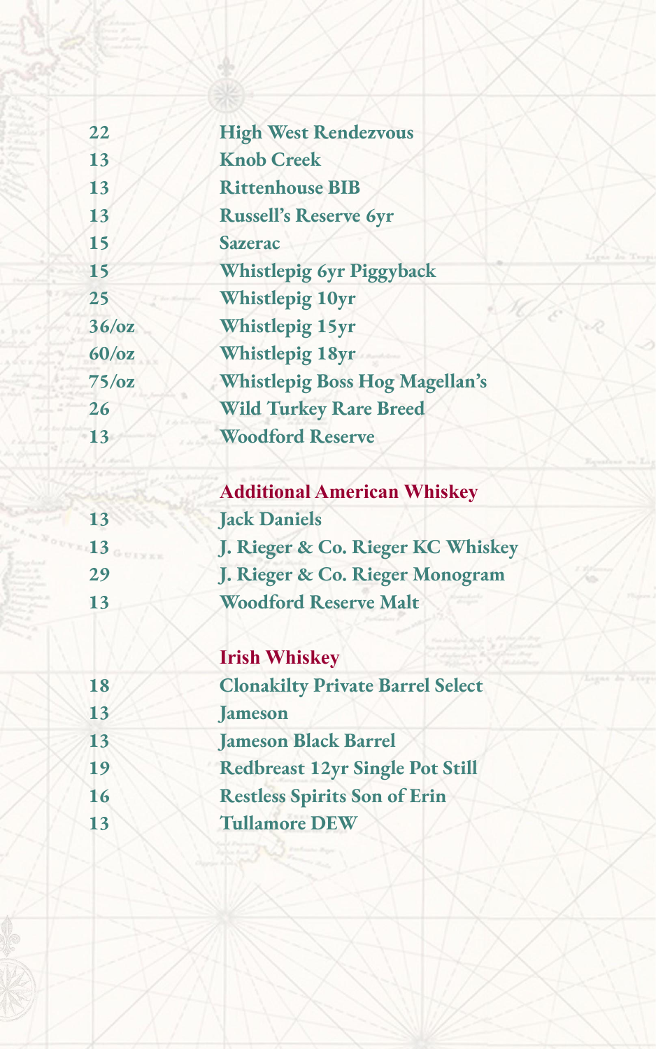| | |
|---|---|
| 22 | **High West Rendezvous** |
| 13 | **Knob Creek** |
| 13 | **Rittenhouse BIB** |
| 13 | **Russell's Reserve 6yr** |
| 15 | **Sazerac** |
| 15 | **Whistlepig 6yr Piggyback** |
| 25 | **Whistlepig 10yr** |
| 36/oz | **Whistlepig 15yr** |
| 60/oz | **Whistlepig 18yr** |
| 75/oz | **Whistlepig Boss Hog Magellan's** |
| 26 | **Wild Turkey Rare Breed** |
| 13 | **Woodford Reserve** |

## Additional American Whiskey

| | |
|---|---|
| 13 | **Jack Daniels** |
| 13 | **J. Rieger & Co. Rieger KC Whiskey** |
| 29 | **J. Rieger & Co. Rieger Monogram** |
| 13 | **Woodford Reserve Malt** |

## Irish Whiskey

| | |
|---|---|
| 18 | **Clonakilty Private Barrel Select** |
| 13 | **Jameson** |
| 13 | **Jameson Black Barrel** |
| 19 | **Redbreast 12yr Single Pot Still** |
| 16 | **Restless Spirits Son of Erin** |
| 13 | **Tullamore DEW** |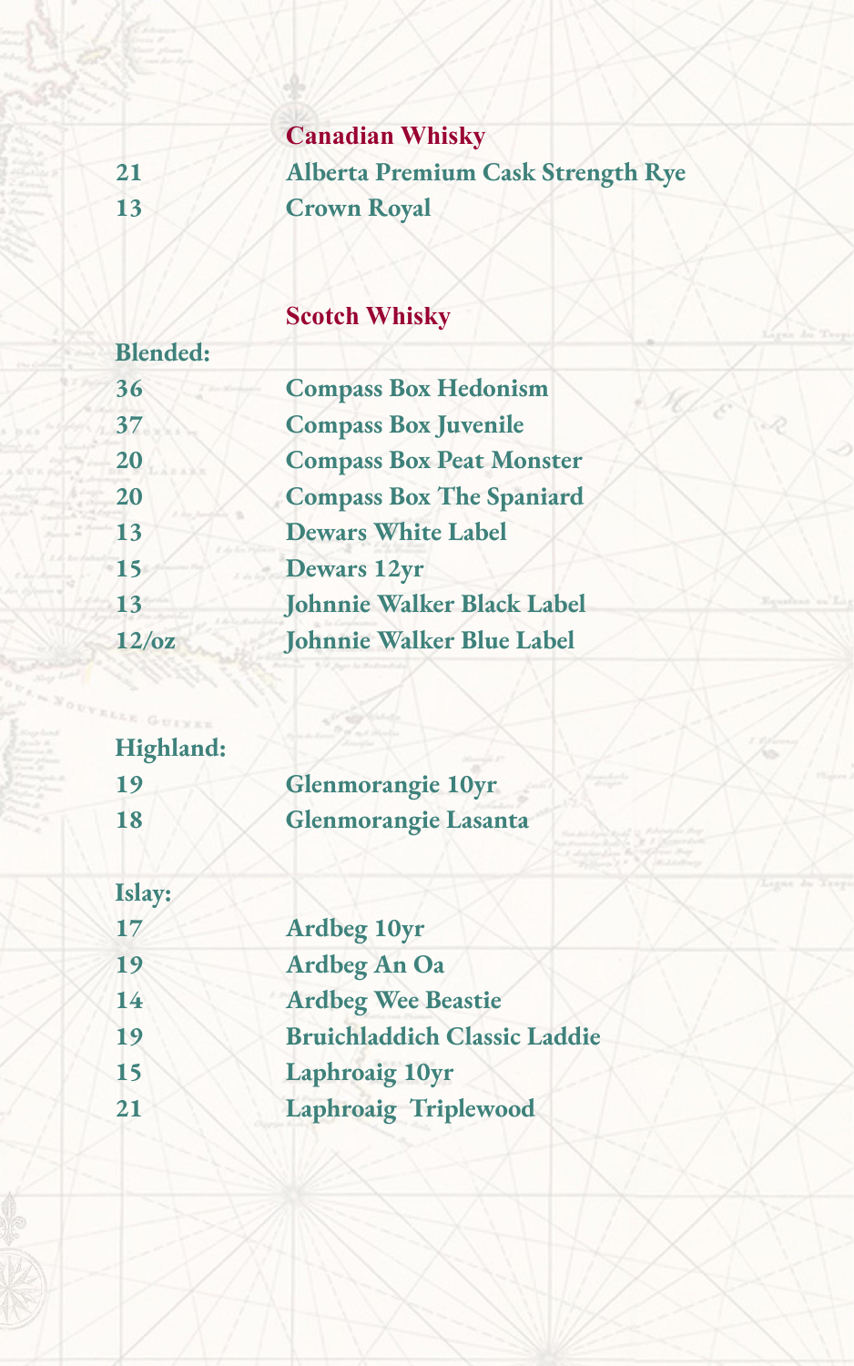## Canadian Whisky

| | |
|---|---|
| 21 | Alberta Premium Cask Strength Rye |
| 13 | Crown Royal |

## Scotch Whisky

**Blended:**

| | |
|---|---|
| 36 | Compass Box Hedonism |
| 37 | Compass Box Juvenile |
| 20 | Compass Box Peat Monster |
| 20 | Compass Box The Spaniard |
| 13 | Dewars White Label |
| 15 | Dewars 12yr |
| 13 | Johnnie Walker Black Label |
| 12/oz | Johnnie Walker Blue Label |

**Highland:**

| | |
|---|---|
| 19 | Glenmorangie 10yr |
| 18 | Glenmorangie Lasanta |

**Islay:**

| | |
|---|---|
| 17 | Ardbeg 10yr |
| 19 | Ardbeg An Oa |
| 14 | Ardbeg Wee Beastie |
| 19 | Bruichladdich Classic Laddie |
| 15 | Laphroaig 10yr |
| 21 | Laphroaig Triplewood |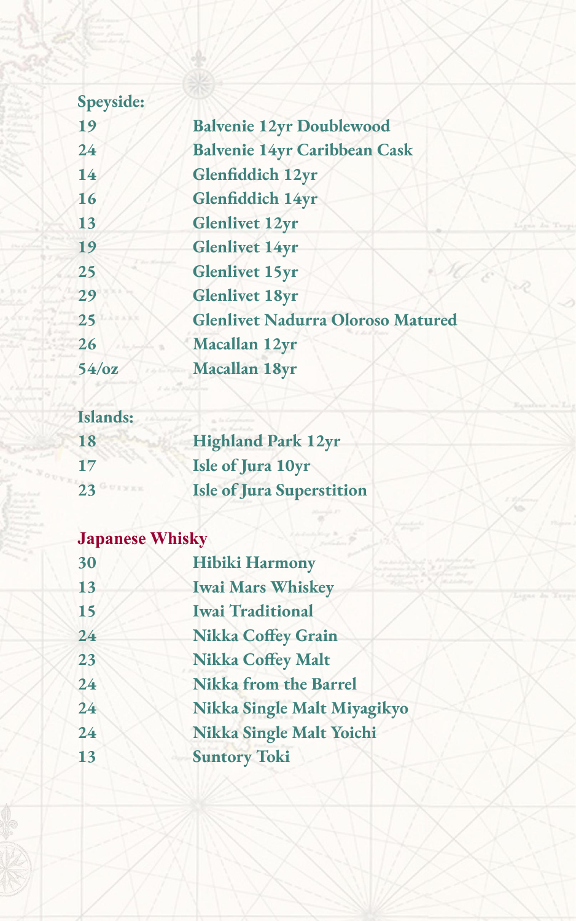## Speyside:

| | |
|---|---|
| 19 | Balvenie 12yr Doublewood |
| 24 | Balvenie 14yr Caribbean Cask |
| 14 | Glenfiddich 12yr |
| 16 | Glenfiddich 14yr |
| 13 | Glenlivet 12yr |
| 19 | Glenlivet 14yr |
| 25 | Glenlivet 15yr |
| 29 | Glenlivet 18yr |
| 25 | Glenlivet Nadurra Oloroso Matured |
| 26 | Macallan 12yr |
| 54/oz | Macallan 18yr |

## Islands:

| | |
|---|---|
| 18 | Highland Park 12yr |
| 17 | Isle of Jura 10yr |
| 23 | Isle of Jura Superstition |

## Japanese Whisky

| | |
|---|---|
| 30 | Hibiki Harmony |
| 13 | Iwai Mars Whiskey |
| 15 | Iwai Traditional |
| 24 | Nikka Coffey Grain |
| 23 | Nikka Coffey Malt |
| 24 | Nikka from the Barrel |
| 24 | Nikka Single Malt Miyagikyo |
| 24 | Nikka Single Malt Yoichi |
| 13 | Suntory Toki |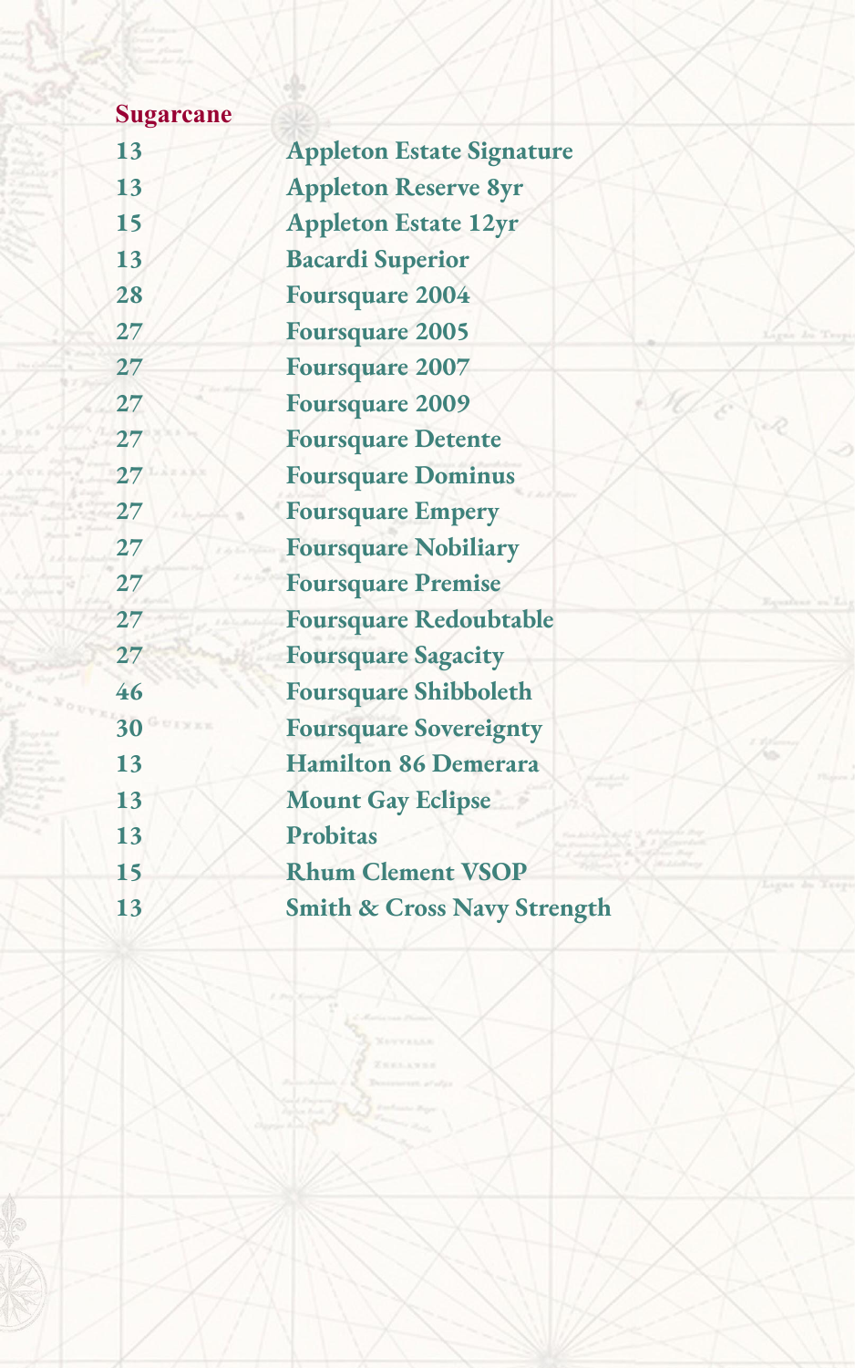## Sugarcane

| | |
|---|---|
| 13 | **Appleton Estate Signature** |
| 13 | **Appleton Reserve 8yr** |
| 15 | **Appleton Estate 12yr** |
| 13 | **Bacardi Superior** |
| 28 | **Foursquare 2004** |
| 27 | **Foursquare 2005** |
| 27 | **Foursquare 2007** |
| 27 | **Foursquare 2009** |
| 27 | **Foursquare Detente** |
| 27 | **Foursquare Dominus** |
| 27 | **Foursquare Empery** |
| 27 | **Foursquare Nobiliary** |
| 27 | **Foursquare Premise** |
| 27 | **Foursquare Redoubtable** |
| 27 | **Foursquare Sagacity** |
| 46 | **Foursquare Shibboleth** |
| 30 | **Foursquare Sovereignty** |
| 13 | **Hamilton 86 Demerara** |
| 13 | **Mount Gay Eclipse** |
| 13 | **Probitas** |
| 15 | **Rhum Clement VSOP** |
| 13 | **Smith & Cross Navy Strength** |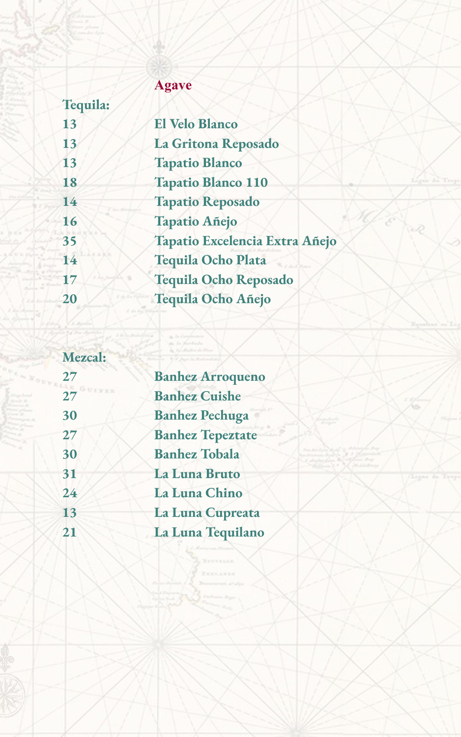## Agave

### Tequila:

| | |
|---|---|
| 13 | El Velo Blanco |
| 13 | La Gritona Reposado |
| 13 | Tapatio Blanco |
| 18 | Tapatio Blanco 110 |
| 14 | Tapatio Reposado |
| 16 | Tapatio Añejo |
| 35 | Tapatio Excelencia Extra Añejo |
| 14 | Tequila Ocho Plata |
| 17 | Tequila Ocho Reposado |
| 20 | Tequila Ocho Añejo |

### Mezcal:

| | |
|---|---|
| 27 | Banhez Arroqueno |
| 27 | Banhez Cuishe |
| 30 | Banhez Pechuga |
| 27 | Banhez Tepeztate |
| 30 | Banhez Tobala |
| 31 | La Luna Bruto |
| 24 | La Luna Chino |
| 13 | La Luna Cupreata |
| 21 | La Luna Tequilano |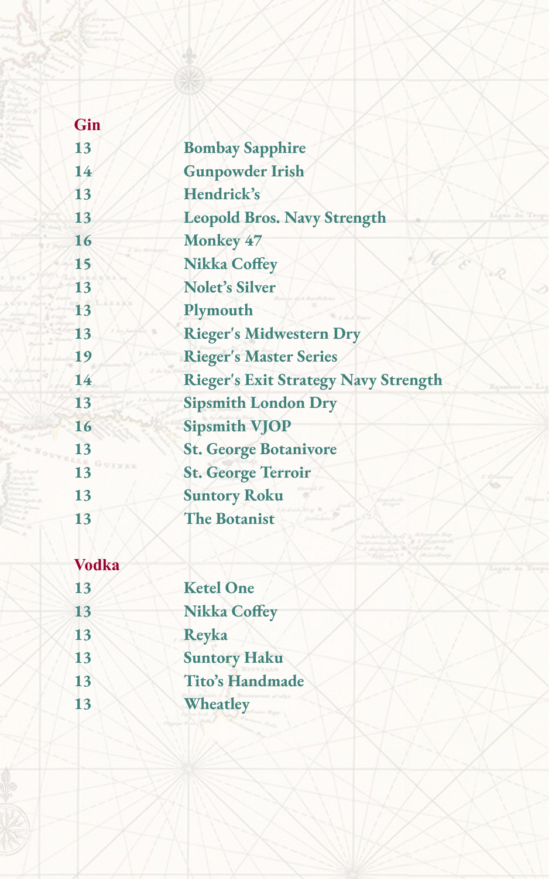## Gin

| | |
|---|---|
| 13 | Bombay Sapphire |
| 14 | Gunpowder Irish |
| 13 | Hendrick’s |
| 13 | Leopold Bros. Navy Strength |
| 16 | Monkey 47 |
| 15 | Nikka Coffey |
| 13 | Nolet’s Silver |
| 13 | Plymouth |
| 13 | Rieger's Midwestern Dry |
| 19 | Rieger's Master Series |
| 14 | Rieger's Exit Strategy Navy Strength |
| 13 | Sipsmith London Dry |
| 16 | Sipsmith VJOP |
| 13 | St. George Botanivore |
| 13 | St. George Terroir |
| 13 | Suntory Roku |
| 13 | The Botanist |

## Vodka

| | |
|---|---|
| 13 | Ketel One |
| 13 | Nikka Coffey |
| 13 | Reyka |
| 13 | Suntory Haku |
| 13 | Tito’s Handmade |
| 13 | Wheatley |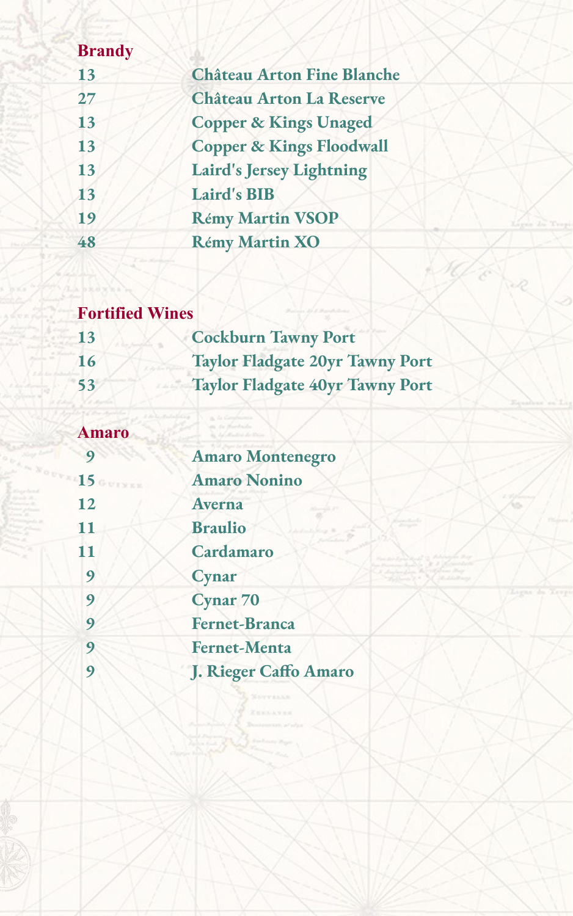## Brandy

| | |
|---|---|
| 13 | Château Arton Fine Blanche |
| 27 | Château Arton La Reserve |
| 13 | Copper & Kings Unaged |
| 13 | Copper & Kings Floodwall |
| 13 | Laird's Jersey Lightning |
| 13 | Laird's BIB |
| 19 | Rémy Martin VSOP |
| 48 | Rémy Martin XO |

## Fortified Wines

| | |
|---|---|
| 13 | Cockburn Tawny Port |
| 16 | Taylor Fladgate 20yr Tawny Port |
| 53 | Taylor Fladgate 40yr Tawny Port |

## Amaro

| | |
|---|---|
| 9 | Amaro Montenegro |
| 15 | Amaro Nonino |
| 12 | Averna |
| 11 | Braulio |
| 11 | Cardamaro |
| 9 | Cynar |
| 9 | Cynar 70 |
| 9 | Fernet-Branca |
| 9 | Fernet-Menta |
| 9 | J. Rieger Caffo Amaro |